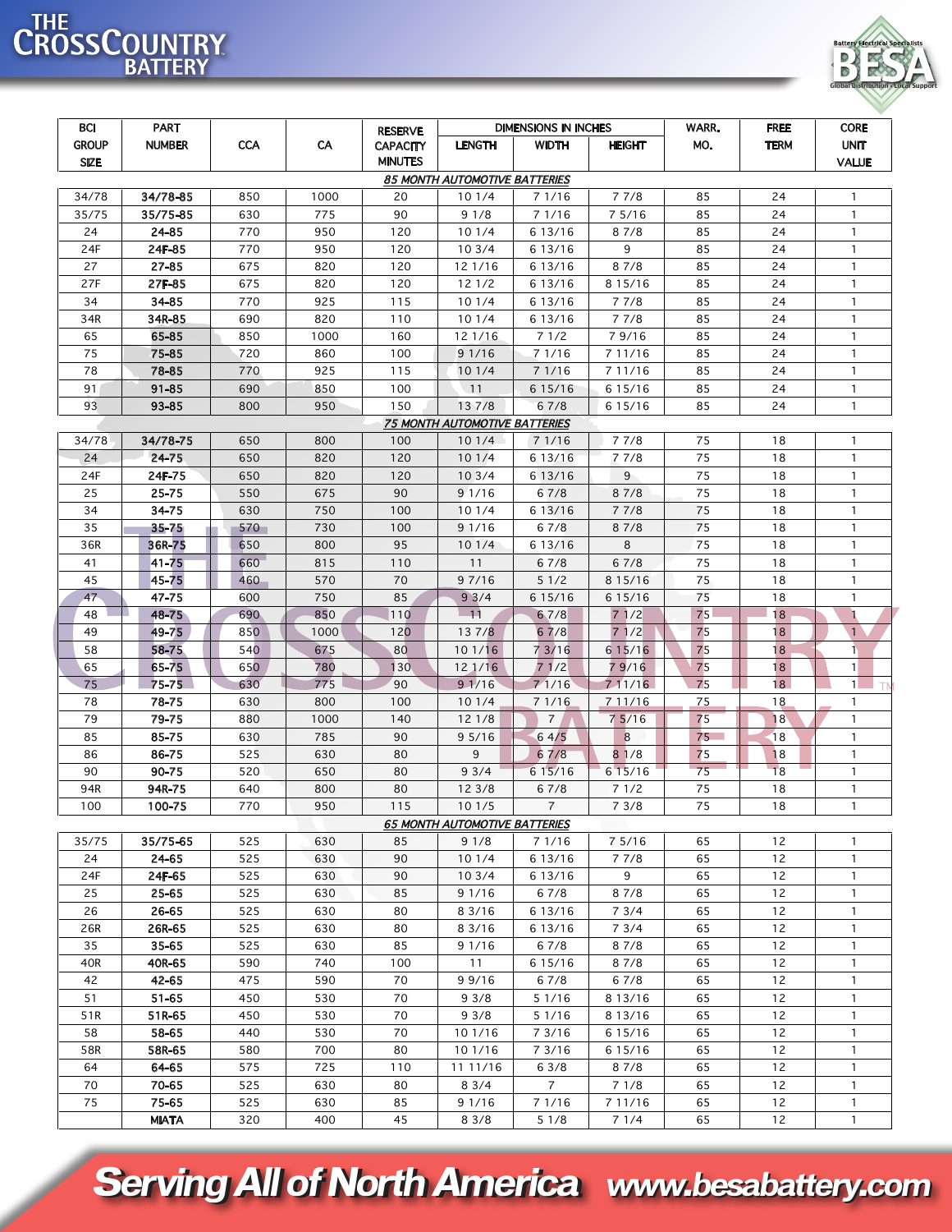# THE CROSSCOUNTRY BATTERY

BESA — Battery Electrical Specialists — Global Distribution • Local Support

| BCI GROUP SIZE | PART NUMBER | CCA | CA | RESERVE CAPACITY MINUTES | DIMENSIONS IN INCHES | | | WARR. MO. | FREE TERM | CORE UNIT VALUE |
|---|---|---|---|---|---|---|---|---|---|---|
| | | | | | LENGTH | WIDTH | HEIGHT | | | |
| | | | | *85 MONTH AUTOMOTIVE BATTERIES* | | | | | | |
| 34/78 | 34/78-85 | 850 | 1000 | 20 | 10 1/4 | 7 1/16 | 7 7/8 | 85 | 24 | 1 |
| 35/75 | 35/75-85 | 630 | 775 | 90 | 9 1/8 | 7 1/16 | 7 5/16 | 85 | 24 | 1 |
| 24 | 24-85 | 770 | 950 | 120 | 10 1/4 | 6 13/16 | 8 7/8 | 85 | 24 | 1 |
| 24F | 24F-85 | 770 | 950 | 120 | 10 3/4 | 6 13/16 | 9 | 85 | 24 | 1 |
| 27 | 27-85 | 675 | 820 | 120 | 12 1/16 | 6 13/16 | 8 7/8 | 85 | 24 | 1 |
| 27F | 27F-85 | 675 | 820 | 120 | 12 1/2 | 6 13/16 | 8 15/16 | 85 | 24 | 1 |
| 34 | 34-85 | 770 | 925 | 115 | 10 1/4 | 6 13/16 | 7 7/8 | 85 | 24 | 1 |
| 34R | 34R-85 | 690 | 820 | 110 | 10 1/4 | 6 13/16 | 7 7/8 | 85 | 24 | 1 |
| 65 | 65-85 | 850 | 1000 | 160 | 12 1/16 | 7 1/2 | 7 9/16 | 85 | 24 | 1 |
| 75 | 75-85 | 720 | 860 | 100 | 9 1/16 | 7 1/16 | 7 11/16 | 85 | 24 | 1 |
| 78 | 78-85 | 770 | 925 | 115 | 10 1/4 | 7 1/16 | 7 11/16 | 85 | 24 | 1 |
| 91 | 91-85 | 690 | 850 | 100 | 11 | 6 15/16 | 6 15/16 | 85 | 24 | 1 |
| 93 | 93-85 | 800 | 950 | 150 | 13 7/8 | 6 7/8 | 6 15/16 | 85 | 24 | 1 |
| | | | | *75 MONTH AUTOMOTIVE BATTERIES* | | | | | | |
| 34/78 | 34/78-75 | 650 | 800 | 100 | 10 1/4 | 7 1/16 | 7 7/8 | 75 | 18 | 1 |
| 24 | 24-75 | 650 | 820 | 120 | 10 1/4 | 6 13/16 | 7 7/8 | 75 | 18 | 1 |
| 24F | 24F-75 | 650 | 820 | 120 | 10 3/4 | 6 13/16 | 9 | 75 | 18 | 1 |
| 25 | 25-75 | 550 | 675 | 90 | 9 1/16 | 6 7/8 | 8 7/8 | 75 | 18 | 1 |
| 34 | 34-75 | 630 | 750 | 100 | 10 1/4 | 6 13/16 | 7 7/8 | 75 | 18 | 1 |
| 35 | 35-75 | 570 | 730 | 100 | 9 1/16 | 6 7/8 | 8 7/8 | 75 | 18 | 1 |
| 36R | 36R-75 | 650 | 800 | 95 | 10 1/4 | 6 13/16 | 8 | 75 | 18 | 1 |
| 41 | 41-75 | 660 | 815 | 110 | 11 | 6 7/8 | 6 7/8 | 75 | 18 | 1 |
| 45 | 45-75 | 460 | 570 | 70 | 9 7/16 | 5 1/2 | 8 15/16 | 75 | 18 | 1 |
| 47 | 47-75 | 600 | 750 | 85 | 9 3/4 | 6 15/16 | 6 15/16 | 75 | 18 | 1 |
| 48 | 48-75 | 690 | 850 | 110 | 11 | 6 7/8 | 7 1/2 | 75 | 18 | 1 |
| 49 | 49-75 | 850 | 1000 | 120 | 13 7/8 | 6 7/8 | 7 1/2 | 75 | 18 | 1 |
| 58 | 58-75 | 540 | 675 | 80 | 10 1/16 | 7 3/16 | 6 15/16 | 75 | 18 | 1 |
| 65 | 65-75 | 650 | 780 | 130 | 12 1/16 | 7 1/2 | 7 9/16 | 75 | 18 | 1 |
| 75 | 75-75 | 630 | 775 | 90 | 9 1/16 | 7 1/16 | 7 11/16 | 75 | 18 | 1 |
| 78 | 78-75 | 630 | 800 | 100 | 10 1/4 | 7 1/16 | 7 11/16 | 75 | 18 | 1 |
| 79 | 79-75 | 880 | 1000 | 140 | 12 1/8 | 7 | 7 5/16 | 75 | 18 | 1 |
| 85 | 85-75 | 630 | 785 | 90 | 9 5/16 | 6 4/5 | 8 | 75 | 18 | 1 |
| 86 | 86-75 | 525 | 630 | 80 | 9 | 6 7/8 | 8 1/8 | 75 | 18 | 1 |
| 90 | 90-75 | 520 | 650 | 80 | 9 3/4 | 6 15/16 | 6 15/16 | 75 | 18 | 1 |
| 94R | 94R-75 | 640 | 800 | 80 | 12 3/8 | 6 7/8 | 7 1/2 | 75 | 18 | 1 |
| 100 | 100-75 | 770 | 950 | 115 | 10 1/5 | 7 | 7 3/8 | 75 | 18 | 1 |
| | | | | *65 MONTH AUTOMOTIVE BATTERIES* | | | | | | |
| 35/75 | 35/75-65 | 525 | 630 | 85 | 9 1/8 | 7 1/16 | 7 5/16 | 65 | 12 | 1 |
| 24 | 24-65 | 525 | 630 | 90 | 10 1/4 | 6 13/16 | 7 7/8 | 65 | 12 | 1 |
| 24F | 24F-65 | 525 | 630 | 90 | 10 3/4 | 6 13/16 | 9 | 65 | 12 | 1 |
| 25 | 25-65 | 525 | 630 | 85 | 9 1/16 | 6 7/8 | 8 7/8 | 65 | 12 | 1 |
| 26 | 26-65 | 525 | 630 | 80 | 8 3/16 | 6 13/16 | 7 3/4 | 65 | 12 | 1 |
| 26R | 26R-65 | 525 | 630 | 80 | 8 3/16 | 6 13/16 | 7 3/4 | 65 | 12 | 1 |
| 35 | 35-65 | 525 | 630 | 85 | 9 1/16 | 6 7/8 | 8 7/8 | 65 | 12 | 1 |
| 40R | 40R-65 | 590 | 740 | 100 | 11 | 6 15/16 | 8 7/8 | 65 | 12 | 1 |
| 42 | 42-65 | 475 | 590 | 70 | 9 9/16 | 6 7/8 | 6 7/8 | 65 | 12 | 1 |
| 51 | 51-65 | 450 | 530 | 70 | 9 3/8 | 5 1/16 | 8 13/16 | 65 | 12 | 1 |
| 51R | 51R-65 | 450 | 530 | 70 | 9 3/8 | 5 1/16 | 8 13/16 | 65 | 12 | 1 |
| 58 | 58-65 | 440 | 530 | 70 | 10 1/16 | 7 3/16 | 6 15/16 | 65 | 12 | 1 |
| 58R | 58R-65 | 580 | 700 | 80 | 10 1/16 | 7 3/16 | 6 15/16 | 65 | 12 | 1 |
| 64 | 64-65 | 575 | 725 | 110 | 11 11/16 | 6 3/8 | 8 7/8 | 65 | 12 | 1 |
| 70 | 70-65 | 525 | 630 | 80 | 8 3/4 | 7 | 7 1/8 | 65 | 12 | 1 |
| 75 | 75-65 | 525 | 630 | 85 | 9 1/16 | 7 1/16 | 7 11/16 | 65 | 12 | 1 |
| | MIATA | 320 | 400 | 45 | 8 3/8 | 5 1/8 | 7 1/4 | 65 | 12 | 1 |

**Serving All of North America** www.besabattery.com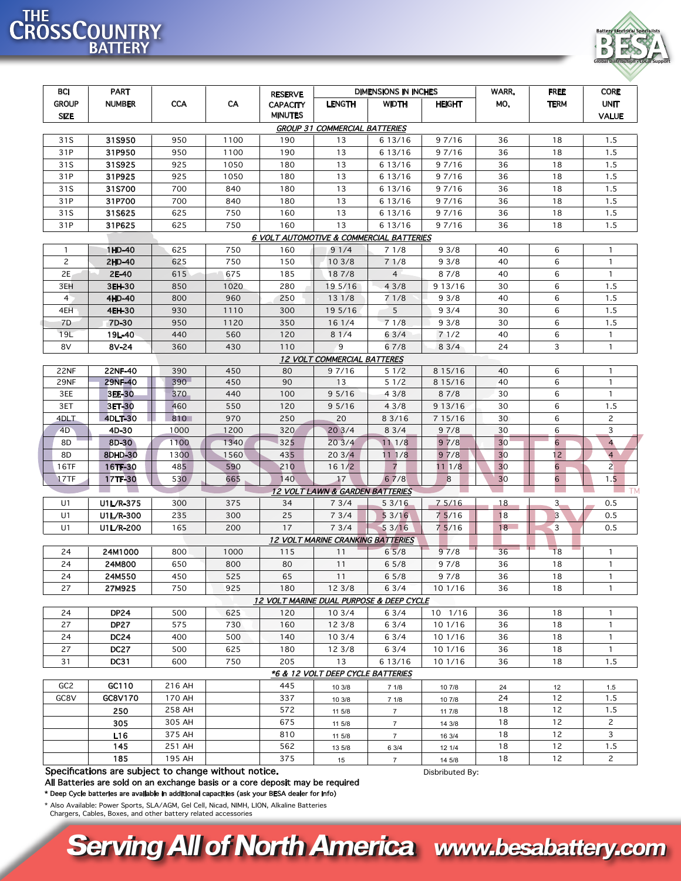# THE CROSSCOUNTRY BATTERY

| BCI GROUP SIZE | PART NUMBER | CCA | CA | RESERVE CAPACITY MINUTES | DIMENSIONS IN INCHES | | | WARR. MO. | FREE TERM | CORE UNIT VALUE |
|---|---|---|---|---|---|---|---|---|---|---|
| | | | | | LENGTH | WIDTH | HEIGHT | | | |
| | | | | ***GROUP 31 COMMERCIAL BATTERIES*** | | | | | | |
| 31S | 31S950 | 950 | 1100 | 190 | 13 | 6 13/16 | 9 7/16 | 36 | 18 | 1.5 |
| 31P | 31P950 | 950 | 1100 | 190 | 13 | 6 13/16 | 9 7/16 | 36 | 18 | 1.5 |
| 31S | 31S925 | 925 | 1050 | 180 | 13 | 6 13/16 | 9 7/16 | 36 | 18 | 1.5 |
| 31P | 31P925 | 925 | 1050 | 180 | 13 | 6 13/16 | 9 7/16 | 36 | 18 | 1.5 |
| 31S | 31S700 | 700 | 840 | 180 | 13 | 6 13/16 | 9 7/16 | 36 | 18 | 1.5 |
| 31P | 31P700 | 700 | 840 | 180 | 13 | 6 13/16 | 9 7/16 | 36 | 18 | 1.5 |
| 31S | 31S625 | 625 | 750 | 160 | 13 | 6 13/16 | 9 7/16 | 36 | 18 | 1.5 |
| 31P | 31P625 | 625 | 750 | 160 | 13 | 6 13/16 | 9 7/16 | 36 | 18 | 1.5 |
| | | | | ***6 VOLT AUTOMOTIVE & COMMERCIAL BATTERIES*** | | | | | | |
| 1 | 1HD-40 | 625 | 750 | 160 | 9 1/4 | 7 1/8 | 9 3/8 | 40 | 6 | 1 |
| 2 | 2HD-40 | 625 | 750 | 150 | 10 3/8 | 7 1/8 | 9 3/8 | 40 | 6 | 1 |
| 2E | 2E-40 | 615 | 675 | 185 | 18 7/8 | 4 | 8 7/8 | 40 | 6 | 1 |
| 3EH | 3EH-30 | 850 | 1020 | 280 | 19 5/16 | 4 3/8 | 9 13/16 | 30 | 6 | 1.5 |
| 4 | 4HD-40 | 800 | 960 | 250 | 13 1/8 | 7 1/8 | 9 3/8 | 40 | 6 | 1.5 |
| 4EH | 4EH-30 | 930 | 1110 | 300 | 19 5/16 | 5 | 9 3/4 | 30 | 6 | 1.5 |
| 7D | 7D-30 | 950 | 1120 | 350 | 16 1/4 | 7 1/8 | 9 3/8 | 30 | 6 | 1.5 |
| 19L | 19L-40 | 440 | 560 | 120 | 8 1/4 | 6 3/4 | 7 1/2 | 40 | 6 | 1 |
| 8V | 8V-24 | 360 | 430 | 110 | 9 | 6 7/8 | 8 3/4 | 24 | 3 | 1 |
| | | | | ***12 VOLT COMMERCIAL BATTERES*** | | | | | | |
| 22NF | 22NF-40 | 390 | 450 | 80 | 9 7/16 | 5 1/2 | 8 15/16 | 40 | 6 | 1 |
| 29NF | 29NF-40 | 390 | 450 | 90 | 13 | 5 1/2 | 8 15/16 | 40 | 6 | 1 |
| 3EE | 3EE-30 | 370 | 440 | 100 | 9 5/16 | 4 3/8 | 8 7/8 | 30 | 6 | 1 |
| 3ET | 3ET-30 | 460 | 550 | 120 | 9 5/16 | 4 3/8 | 9 13/16 | 30 | 6 | 1.5 |
| 4DLT | 4DLT-30 | 810 | 970 | 250 | 20 | 8 3/16 | 7 15/16 | 30 | 6 | 2 |
| 4D | 4D-30 | 1000 | 1200 | 320 | 20 3/4 | 8 3/4 | 9 7/8 | 30 | 6 | 3 |
| 8D | 8D-30 | 1100 | 1340 | 325 | 20 3/4 | 11 1/8 | 9 7/8 | 30 | 6 | 4 |
| 8D | 8DHD-30 | 1300 | 1560 | 435 | 20 3/4 | 11 1/8 | 9 7/8 | 30 | 12 | 4 |
| 16TF | 16TF-30 | 485 | 590 | 210 | 16 1/2 | 7 | 11 1/8 | 30 | 6 | 2 |
| 17TF | 17TF-30 | 530 | 665 | 140 | 17 | 6 7/8 | 8 | 30 | 6 | 1.5 |
| | | | | ***12 VOLT LAWN & GARDEN BATTERIES*** | | | | | | |
| U1 | U1L/R-375 | 300 | 375 | 34 | 7 3/4 | 5 3/16 | 7 5/16 | 18 | 3 | 0.5 |
| U1 | U1L/R-300 | 235 | 300 | 25 | 7 3/4 | 5 3/16 | 7 5/16 | 18 | 3 | 0.5 |
| U1 | U1L/R-200 | 165 | 200 | 17 | 7 3/4 | 5 3/16 | 7 5/16 | 18 | 3 | 0.5 |
| | | | | ***12 VOLT MARINE CRANKING BATTERIES*** | | | | | | |
| 24 | 24M1000 | 800 | 1000 | 115 | 11 | 6 5/8 | 9 7/8 | 36 | 18 | 1 |
| 24 | 24M800 | 650 | 800 | 80 | 11 | 6 5/8 | 9 7/8 | 36 | 18 | 1 |
| 24 | 24M550 | 450 | 525 | 65 | 11 | 6 5/8 | 9 7/8 | 36 | 18 | 1 |
| 27 | 27M925 | 750 | 925 | 180 | 12 3/8 | 6 3/4 | 10 1/16 | 36 | 18 | 1 |
| | | | | ***12 VOLT MARINE DUAL PURPOSE & DEEP CYCLE*** | | | | | | |
| 24 | DP24 | 500 | 625 | 120 | 10 3/4 | 6 3/4 | 10 1/16 | 36 | 18 | 1 |
| 27 | DP27 | 575 | 730 | 160 | 12 3/8 | 6 3/4 | 10 1/16 | 36 | 18 | 1 |
| 24 | DC24 | 400 | 500 | 140 | 10 3/4 | 6 3/4 | 10 1/16 | 36 | 18 | 1 |
| 27 | DC27 | 500 | 625 | 180 | 12 3/8 | 6 3/4 | 10 1/16 | 36 | 18 | 1 |
| 31 | DC31 | 600 | 750 | 205 | 13 | 6 13/16 | 10 1/16 | 36 | 18 | 1.5 |
| | | | | ***\*6 & 12 VOLT DEEP CYCLE BATTERIES*** | | | | | | |
| GC2 | GC110 | 216 AH | | 445 | 10 3/8 | 7 1/8 | 10 7/8 | 24 | 12 | 1.5 |
| GC8V | GC8V170 | 170 AH | | 337 | 10 3/8 | 7 1/8 | 10 7/8 | 24 | 12 | 1.5 |
| | 250 | 258 AH | | 572 | 11 5/8 | 7 | 11 7/8 | 18 | 12 | 1.5 |
| | 305 | 305 AH | | 675 | 11 5/8 | 7 | 14 3/8 | 18 | 12 | 2 |
| | L16 | 375 AH | | 810 | 11 5/8 | 7 | 16 3/4 | 18 | 12 | 3 |
| | 145 | 251 AH | | 562 | 13 5/8 | 6 3/4 | 12 1/4 | 18 | 12 | 1.5 |
| | 185 | 195 AH | | 375 | 15 | 7 | 14 5/8 | 18 | 12 | 2 |

Specifications are subject to change without notice.

All Batteries are sold on an exchange basis or a core deposit may be required

\* Deep Cycle batteries are available in additional capacities (ask your BESA dealer for info)

\* Also Available: Power Sports, SLA/AGM, Gel Cell, Nicad, NIMH, LION, Alkaline Batteries
Chargers, Cables, Boxes, and other battery related accessories

Disbributed By:

**Serving All of North America** www.besabattery.com